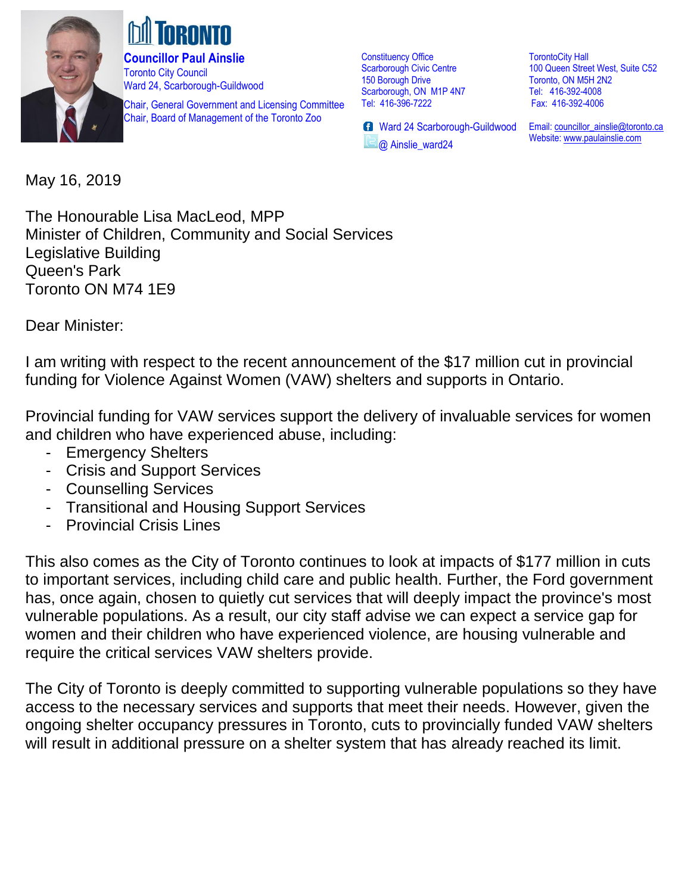**TORONTO**

**Councillor Paul Ainslie**
Toronto City Council
Ward 24, Scarborough-Guildwood

Chair, General Government and Licensing Committee
Chair, Board of Management of the Toronto Zoo

Constituency Office
Scarborough Civic Centre
150 Borough Drive
Scarborough, ON M1P 4N7
Tel: 416-396-7222

Ward 24 Scarborough-Guildwood
@ Ainslie_ward24

TorontoCity Hall
100 Queen Street West, Suite C52
Toronto, ON M5H 2N2
Tel: 416-392-4008
Fax: 416-392-4006

Email: councillor_ainslie@toronto.ca
Website: www.paulainslie.com

May 16, 2019

The Honourable Lisa MacLeod, MPP
Minister of Children, Community and Social Services
Legislative Building
Queen's Park
Toronto ON M74 1E9

Dear Minister:

I am writing with respect to the recent announcement of the $17 million cut in provincial funding for Violence Against Women (VAW) shelters and supports in Ontario.

Provincial funding for VAW services support the delivery of invaluable services for women and children who have experienced abuse, including:

- Emergency Shelters
- Crisis and Support Services
- Counselling Services
- Transitional and Housing Support Services
- Provincial Crisis Lines

This also comes as the City of Toronto continues to look at impacts of $177 million in cuts to important services, including child care and public health. Further, the Ford government has, once again, chosen to quietly cut services that will deeply impact the province's most vulnerable populations. As a result, our city staff advise we can expect a service gap for women and their children who have experienced violence, are housing vulnerable and require the critical services VAW shelters provide.

The City of Toronto is deeply committed to supporting vulnerable populations so they have access to the necessary services and supports that meet their needs. However, given the ongoing shelter occupancy pressures in Toronto, cuts to provincially funded VAW shelters will result in additional pressure on a shelter system that has already reached its limit.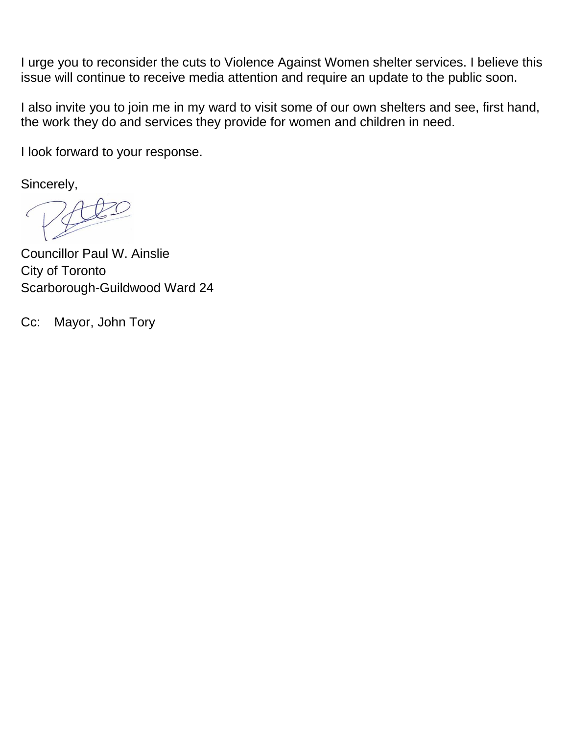I urge you to reconsider the cuts to Violence Against Women shelter services. I believe this issue will continue to receive media attention and require an update to the public soon.

I also invite you to join me in my ward to visit some of our own shelters and see, first hand, the work they do and services they provide for women and children in need.

I look forward to your response.

Sincerely,

Councillor Paul W. Ainslie
City of Toronto
Scarborough-Guildwood Ward 24

Cc: Mayor, John Tory